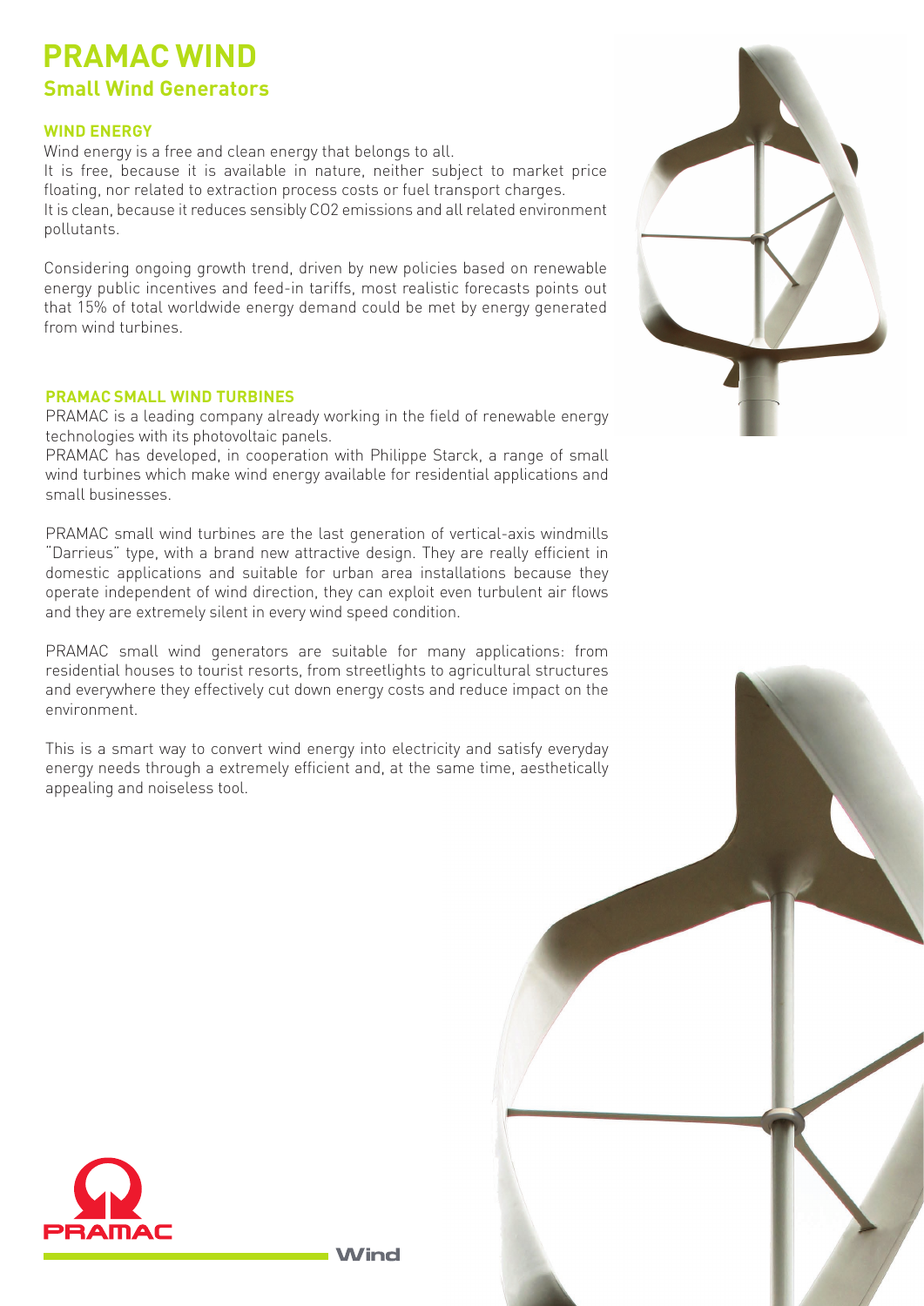# PRAMAC WIND

## Small Wind Generators

### WIND ENERGY

Wind energy is a free and clean energy that belongs to all.
It is free, because it is available in nature, neither subject to market price floating, nor related to extraction process costs or fuel transport charges.
It is clean, because it reduces sensibly CO2 emissions and all related environment pollutants.

Considering ongoing growth trend, driven by new policies based on renewable energy public incentives and feed-in tariffs, most realistic forecasts points out that 15% of total worldwide energy demand could be met by energy generated from wind turbines.

### PRAMAC SMALL WIND TURBINES

PRAMAC is a leading company already working in the field of renewable energy technologies with its photovoltaic panels.
PRAMAC has developed, in cooperation with Philippe Starck, a range of small wind turbines which make wind energy available for residential applications and small businesses.

PRAMAC small wind turbines are the last generation of vertical-axis windmills "Darrieus" type, with a brand new attractive design. They are really efficient in domestic applications and suitable for urban area installations because they operate independent of wind direction, they can exploit even turbulent air flows and they are extremely silent in every wind speed condition.

PRAMAC small wind generators are suitable for many applications: from residential houses to tourist resorts, from streetlights to agricultural structures and everywhere they effectively cut down energy costs and reduce impact on the environment.

This is a smart way to convert wind energy into electricity and satisfy everyday energy needs through a extremely efficient and, at the same time, aesthetically appealing and noiseless tool.

PRAMAC

Wind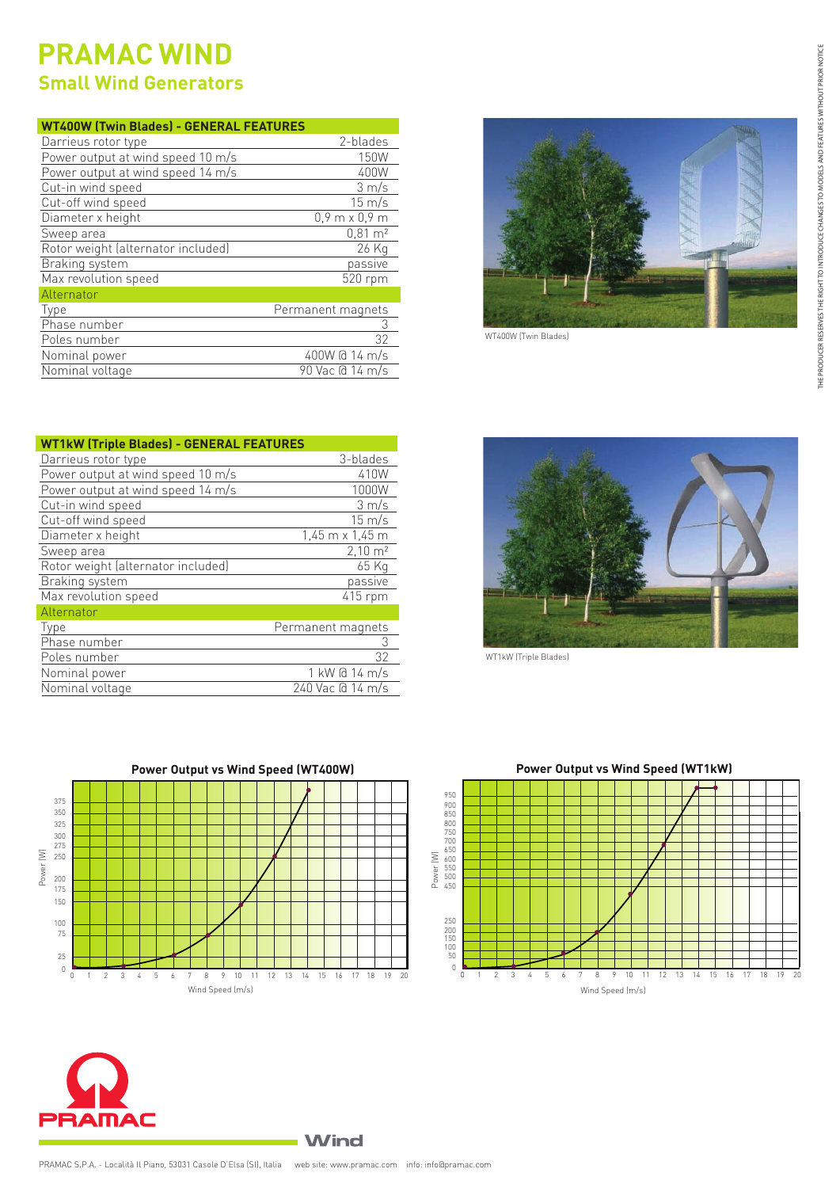# PRAMAC WIND

## Small Wind Generators

| WT400W (Twin Blades) - GENERAL FEATURES | |
|---|---|
| Darrieus rotor type | 2-blades |
| Power output at wind speed 10 m/s | 150W |
| Power output at wind speed 14 m/s | 400W |
| Cut-in wind speed | 3 m/s |
| Cut-off wind speed | 15 m/s |
| Diameter x height | 0,9 m x 0,9 m |
| Sweep area | 0,81 m² |
| Rotor weight (alternator included) | 26 Kg |
| Braking system | passive |
| Max revolution speed | 520 rpm |
| **Alternator** | |
| Type | Permanent magnets |
| Phase number | 3 |
| Poles number | 32 |
| Nominal power | 400W @ 14 m/s |
| Nominal voltage | 90 Vac @ 14 m/s |

WT400W (Twin Blades)

| WT1kW (Triple Blades) - GENERAL FEATURES | |
|---|---|
| Darrieus rotor type | 3-blades |
| Power output at wind speed 10 m/s | 410W |
| Power output at wind speed 14 m/s | 1000W |
| Cut-in wind speed | 3 m/s |
| Cut-off wind speed | 15 m/s |
| Diameter x height | 1,45 m x 1,45 m |
| Sweep area | 2,10 m² |
| Rotor weight (alternator included) | 65 Kg |
| Braking system | passive |
| Max revolution speed | 415 rpm |
| **Alternator** | |
| Type | Permanent magnets |
| Phase number | 3 |
| Poles number | 32 |
| Nominal power | 1 kW @ 14 m/s |
| Nominal voltage | 240 Vac @ 14 m/s |

WT1kW (Triple Blades)

**Power Output vs Wind Speed (WT400W)**

Power (W): 0, 25, 75, 100, 150, 175, 200, 250, 275, 300, 325, 350, 375

Wind Speed (m/s): 0, 1, 2, 3, 4, 5, 6, 7, 8, 9, 10, 11, 12, 13, 14, 15, 16, 17, 18, 19, 20

**Power Output vs Wind Speed (WT1kW)**

Power (W): 0, 50, 100, 150, 200, 250, 450, 500, 550, 600, 650, 700, 750, 800, 850, 900, 950

Wind Speed (m/s): 0, 1, 2, 3, 4, 5, 6, 7, 8, 9, 10, 11, 12, 13, 14, 15, 16, 17, 18, 19, 20

PRAMAC

Wind

PRAMAC S.P.A. - Località Il Piano, 53031 Casole D'Elsa (SI), Italia web site: www.pramac.com info: info@pramac.com

THE PRODUCER RESERVES THE RIGHT TO INTRODUCE CHANGES TO MODELS AND FEATURES WITHOUT PRIOR NOTICE